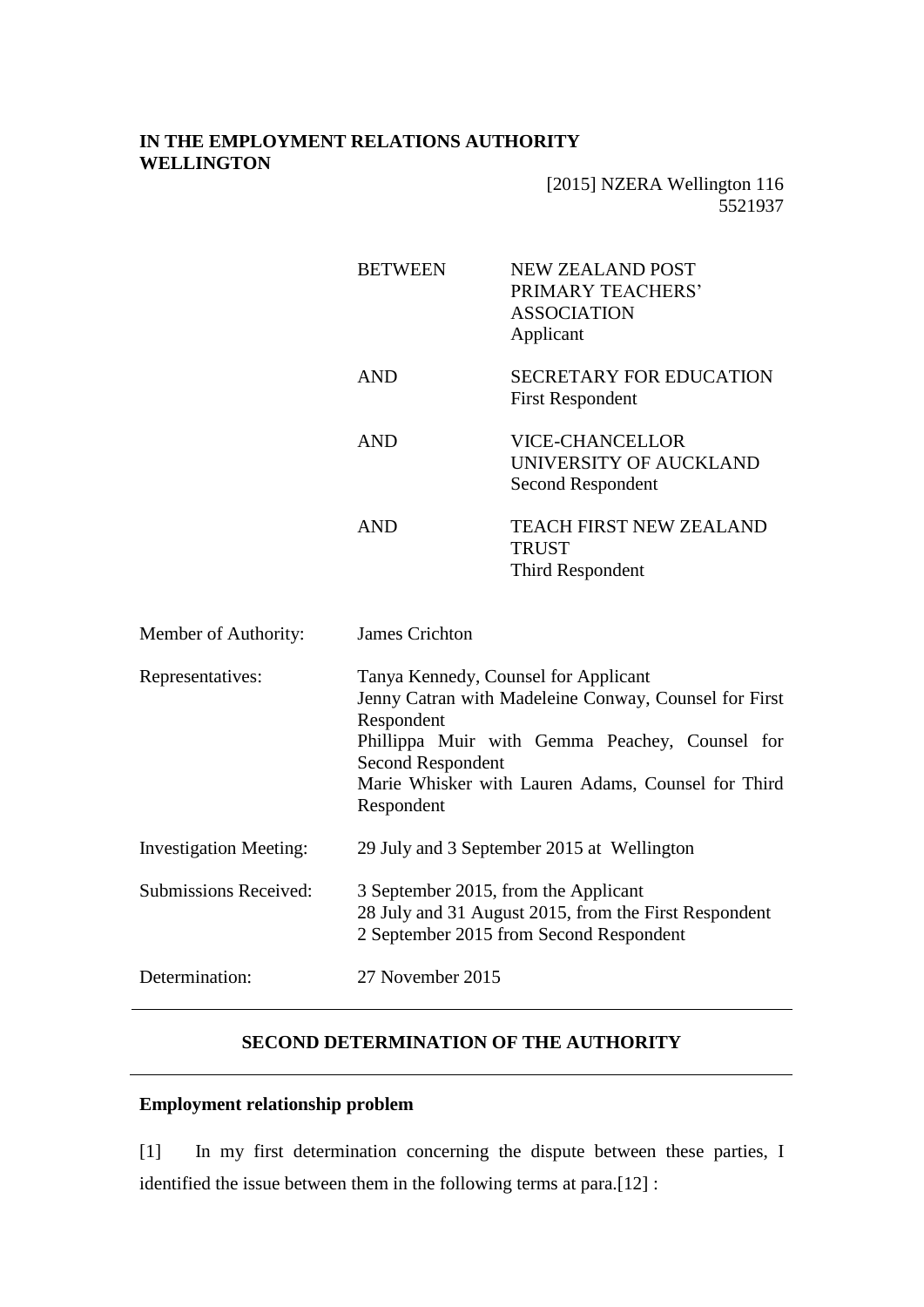**IN THE EMPLOYMENT RELATIONS AUTHORITY WELLINGTON**

[2015] NZERA Wellington 116
5521937

| | |
|---|---|
| BETWEEN | NEW ZEALAND POST PRIMARY TEACHERS' ASSOCIATION<br>Applicant |
| AND | SECRETARY FOR EDUCATION<br>First Respondent |
| AND | VICE-CHANCELLOR UNIVERSITY OF AUCKLAND<br>Second Respondent |
| AND | TEACH FIRST NEW ZEALAND TRUST<br>Third Respondent |

| | |
|---|---|
| Member of Authority: | James Crichton |
| Representatives: | Tanya Kennedy, Counsel for Applicant<br>Jenny Catran with Madeleine Conway, Counsel for First Respondent<br>Phillippa Muir with Gemma Peachey, Counsel for Second Respondent<br>Marie Whisker with Lauren Adams, Counsel for Third Respondent |
| Investigation Meeting: | 29 July and 3 September 2015 at Wellington |
| Submissions Received: | 3 September 2015, from the Applicant<br>28 July and 31 August 2015, from the First Respondent<br>2 September 2015 from Second Respondent |
| Determination: | 27 November 2015 |

---

## SECOND DETERMINATION OF THE AUTHORITY

---

### Employment relationship problem

[1] In my first determination concerning the dispute between these parties, I identified the issue between them in the following terms at para.[12] :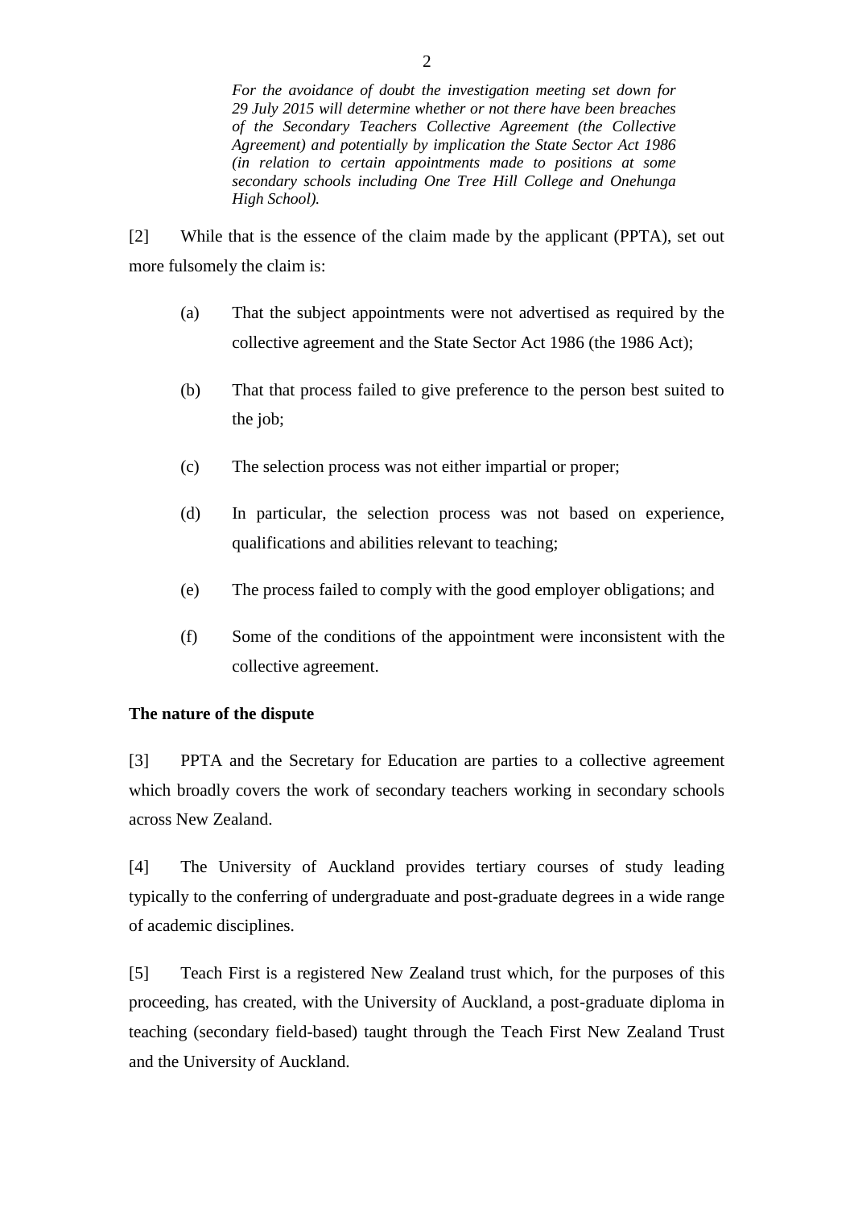> *For the avoidance of doubt the investigation meeting set down for 29 July 2015 will determine whether or not there have been breaches of the Secondary Teachers Collective Agreement (the Collective Agreement) and potentially by implication the State Sector Act 1986 (in relation to certain appointments made to positions at some secondary schools including One Tree Hill College and Onehunga High School).*

[2] While that is the essence of the claim made by the applicant (PPTA), set out more fulsomely the claim is:

(a) That the subject appointments were not advertised as required by the collective agreement and the State Sector Act 1986 (the 1986 Act);

(b) That that process failed to give preference to the person best suited to the job;

(c) The selection process was not either impartial or proper;

(d) In particular, the selection process was not based on experience, qualifications and abilities relevant to teaching;

(e) The process failed to comply with the good employer obligations; and

(f) Some of the conditions of the appointment were inconsistent with the collective agreement.

**The nature of the dispute**

[3] PPTA and the Secretary for Education are parties to a collective agreement which broadly covers the work of secondary teachers working in secondary schools across New Zealand.

[4] The University of Auckland provides tertiary courses of study leading typically to the conferring of undergraduate and post-graduate degrees in a wide range of academic disciplines.

[5] Teach First is a registered New Zealand trust which, for the purposes of this proceeding, has created, with the University of Auckland, a post-graduate diploma in teaching (secondary field-based) taught through the Teach First New Zealand Trust and the University of Auckland.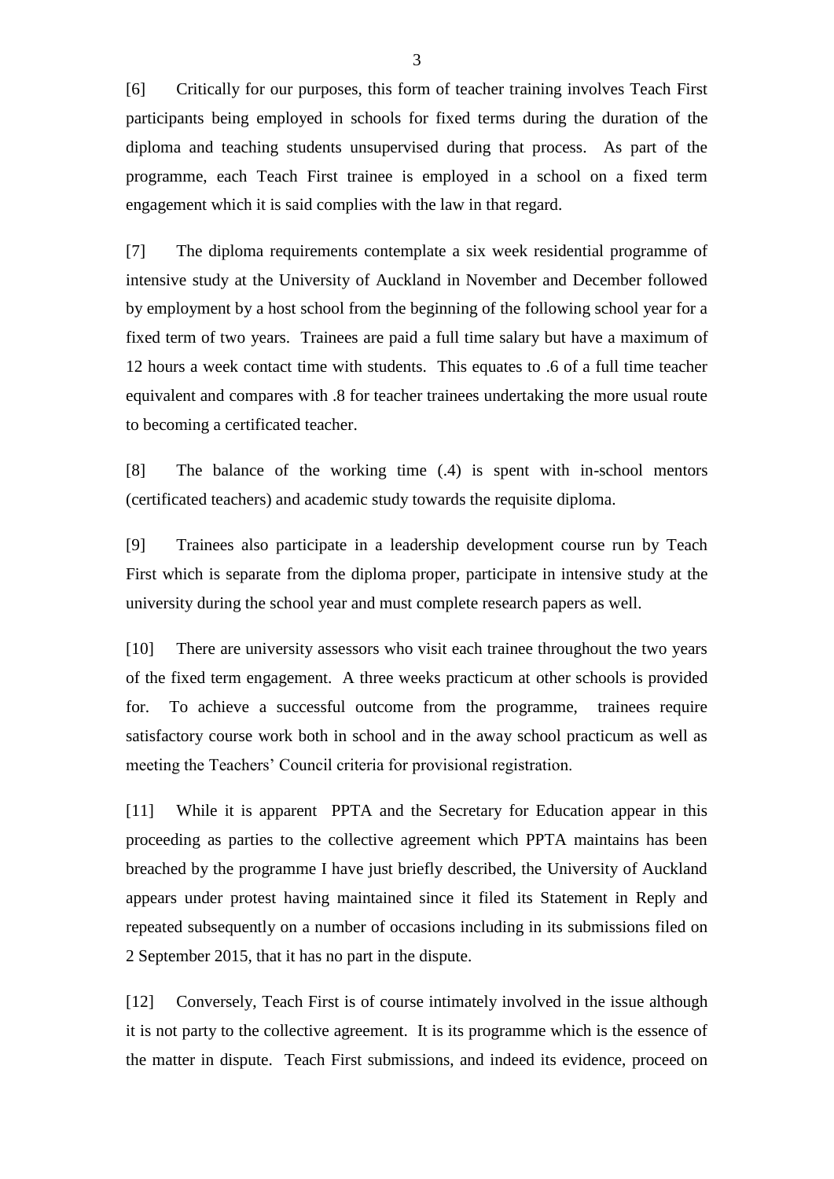[6] Critically for our purposes, this form of teacher training involves Teach First participants being employed in schools for fixed terms during the duration of the diploma and teaching students unsupervised during that process. As part of the programme, each Teach First trainee is employed in a school on a fixed term engagement which it is said complies with the law in that regard.

[7] The diploma requirements contemplate a six week residential programme of intensive study at the University of Auckland in November and December followed by employment by a host school from the beginning of the following school year for a fixed term of two years. Trainees are paid a full time salary but have a maximum of 12 hours a week contact time with students. This equates to .6 of a full time teacher equivalent and compares with .8 for teacher trainees undertaking the more usual route to becoming a certificated teacher.

[8] The balance of the working time (.4) is spent with in-school mentors (certificated teachers) and academic study towards the requisite diploma.

[9] Trainees also participate in a leadership development course run by Teach First which is separate from the diploma proper, participate in intensive study at the university during the school year and must complete research papers as well.

[10] There are university assessors who visit each trainee throughout the two years of the fixed term engagement. A three weeks practicum at other schools is provided for. To achieve a successful outcome from the programme, trainees require satisfactory course work both in school and in the away school practicum as well as meeting the Teachers' Council criteria for provisional registration.

[11] While it is apparent PPTA and the Secretary for Education appear in this proceeding as parties to the collective agreement which PPTA maintains has been breached by the programme I have just briefly described, the University of Auckland appears under protest having maintained since it filed its Statement in Reply and repeated subsequently on a number of occasions including in its submissions filed on 2 September 2015, that it has no part in the dispute.

[12] Conversely, Teach First is of course intimately involved in the issue although it is not party to the collective agreement. It is its programme which is the essence of the matter in dispute. Teach First submissions, and indeed its evidence, proceed on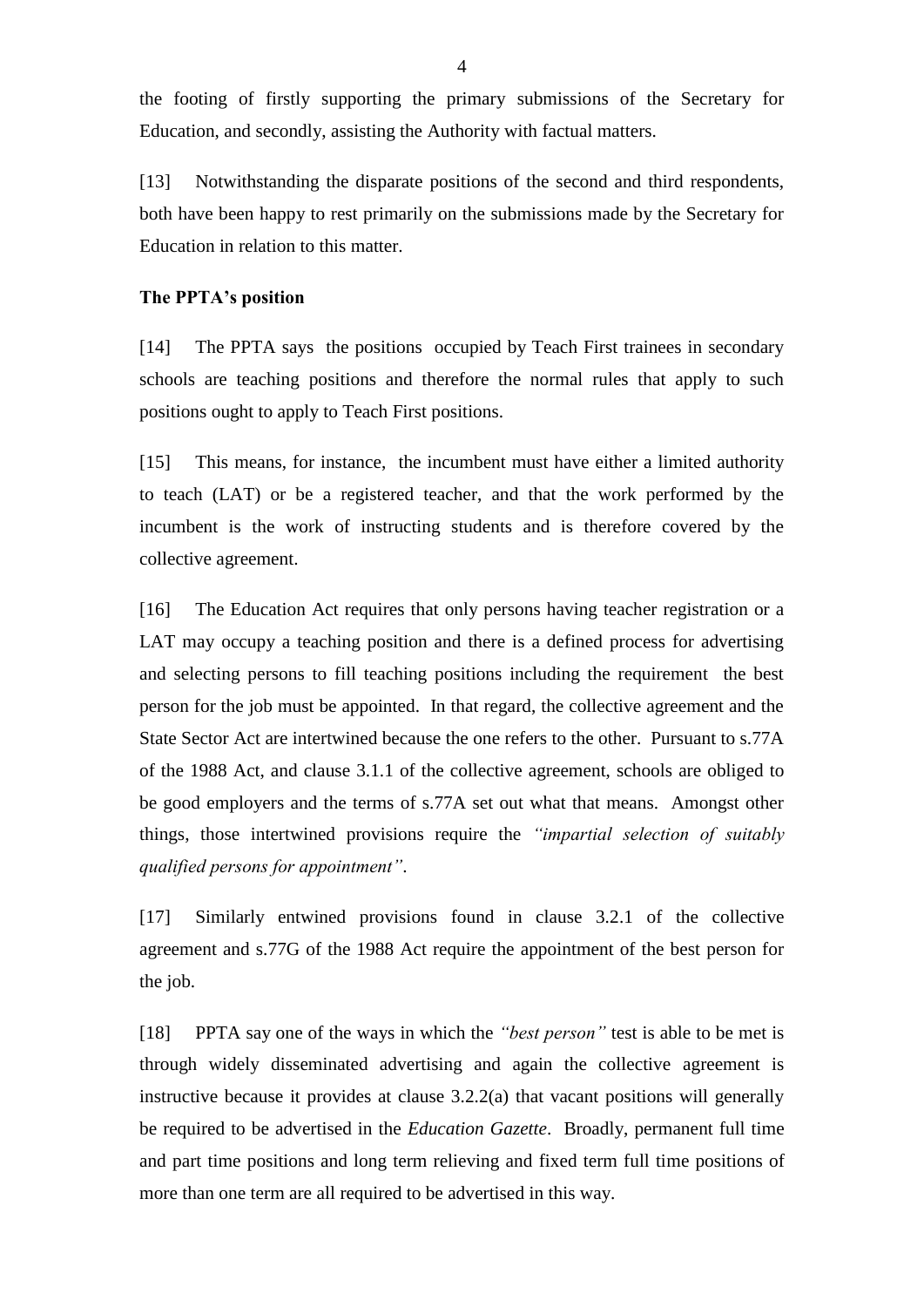the footing of firstly supporting the primary submissions of the Secretary for Education, and secondly, assisting the Authority with factual matters.

[13] Notwithstanding the disparate positions of the second and third respondents, both have been happy to rest primarily on the submissions made by the Secretary for Education in relation to this matter.

**The PPTA's position**

[14] The PPTA says the positions occupied by Teach First trainees in secondary schools are teaching positions and therefore the normal rules that apply to such positions ought to apply to Teach First positions.

[15] This means, for instance, the incumbent must have either a limited authority to teach (LAT) or be a registered teacher, and that the work performed by the incumbent is the work of instructing students and is therefore covered by the collective agreement.

[16] The Education Act requires that only persons having teacher registration or a LAT may occupy a teaching position and there is a defined process for advertising and selecting persons to fill teaching positions including the requirement the best person for the job must be appointed. In that regard, the collective agreement and the State Sector Act are intertwined because the one refers to the other. Pursuant to s.77A of the 1988 Act, and clause 3.1.1 of the collective agreement, schools are obliged to be good employers and the terms of s.77A set out what that means. Amongst other things, those intertwined provisions require the *"impartial selection of suitably qualified persons for appointment"*.

[17] Similarly entwined provisions found in clause 3.2.1 of the collective agreement and s.77G of the 1988 Act require the appointment of the best person for the job.

[18] PPTA say one of the ways in which the *"best person"* test is able to be met is through widely disseminated advertising and again the collective agreement is instructive because it provides at clause 3.2.2(a) that vacant positions will generally be required to be advertised in the *Education Gazette*. Broadly, permanent full time and part time positions and long term relieving and fixed term full time positions of more than one term are all required to be advertised in this way.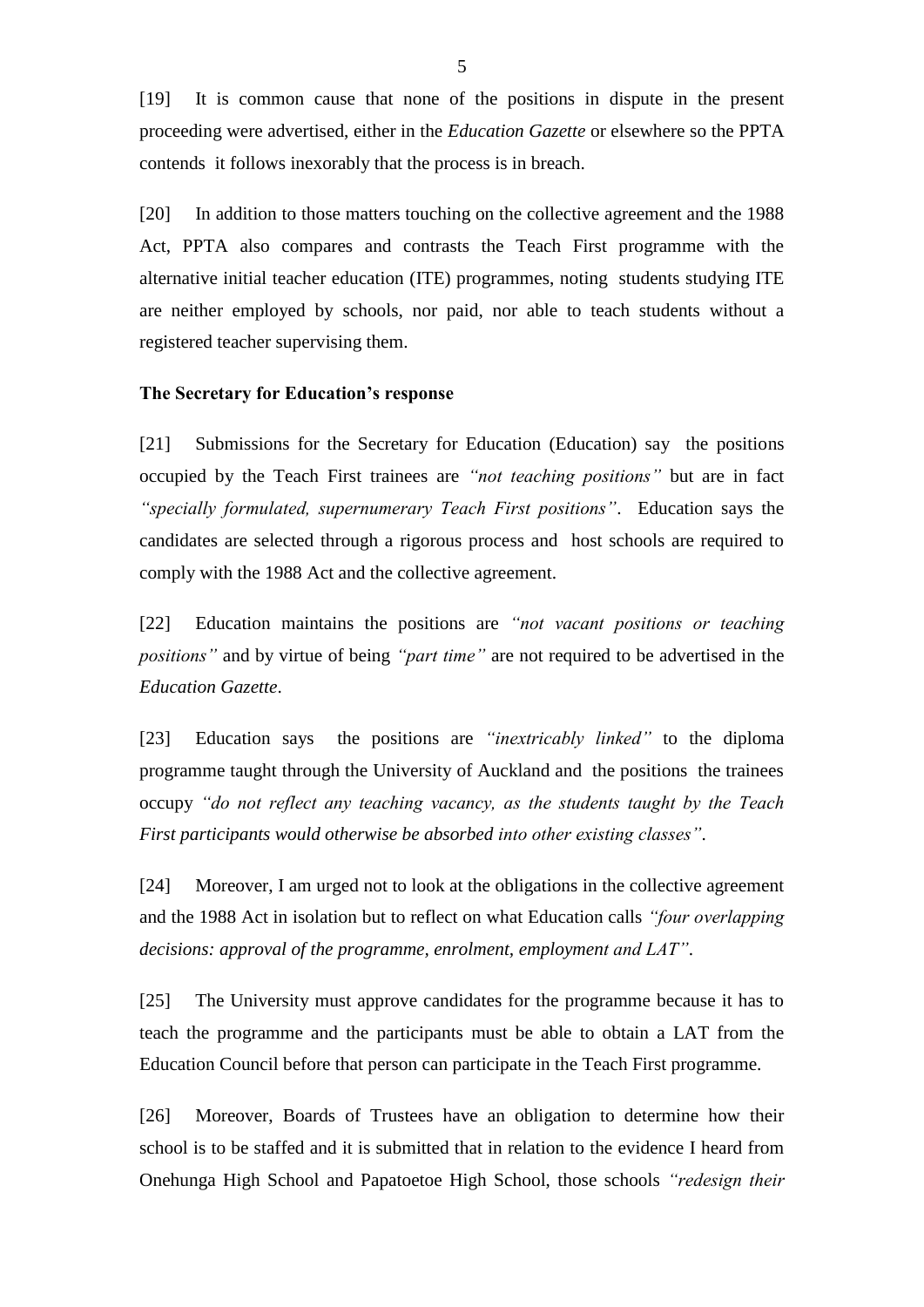[19] It is common cause that none of the positions in dispute in the present proceeding were advertised, either in the *Education Gazette* or elsewhere so the PPTA contends it follows inexorably that the process is in breach.

[20] In addition to those matters touching on the collective agreement and the 1988 Act, PPTA also compares and contrasts the Teach First programme with the alternative initial teacher education (ITE) programmes, noting students studying ITE are neither employed by schools, nor paid, nor able to teach students without a registered teacher supervising them.

**The Secretary for Education's response**

[21] Submissions for the Secretary for Education (Education) say the positions occupied by the Teach First trainees are *"not teaching positions"* but are in fact *"specially formulated, supernumerary Teach First positions"*. Education says the candidates are selected through a rigorous process and host schools are required to comply with the 1988 Act and the collective agreement.

[22] Education maintains the positions are *"not vacant positions or teaching positions"* and by virtue of being *"part time"* are not required to be advertised in the *Education Gazette*.

[23] Education says the positions are *"inextricably linked"* to the diploma programme taught through the University of Auckland and the positions the trainees occupy *"do not reflect any teaching vacancy, as the students taught by the Teach First participants would otherwise be absorbed into other existing classes"*.

[24] Moreover, I am urged not to look at the obligations in the collective agreement and the 1988 Act in isolation but to reflect on what Education calls *"four overlapping decisions: approval of the programme, enrolment, employment and LAT"*.

[25] The University must approve candidates for the programme because it has to teach the programme and the participants must be able to obtain a LAT from the Education Council before that person can participate in the Teach First programme.

[26] Moreover, Boards of Trustees have an obligation to determine how their school is to be staffed and it is submitted that in relation to the evidence I heard from Onehunga High School and Papatoetoe High School, those schools *"redesign their*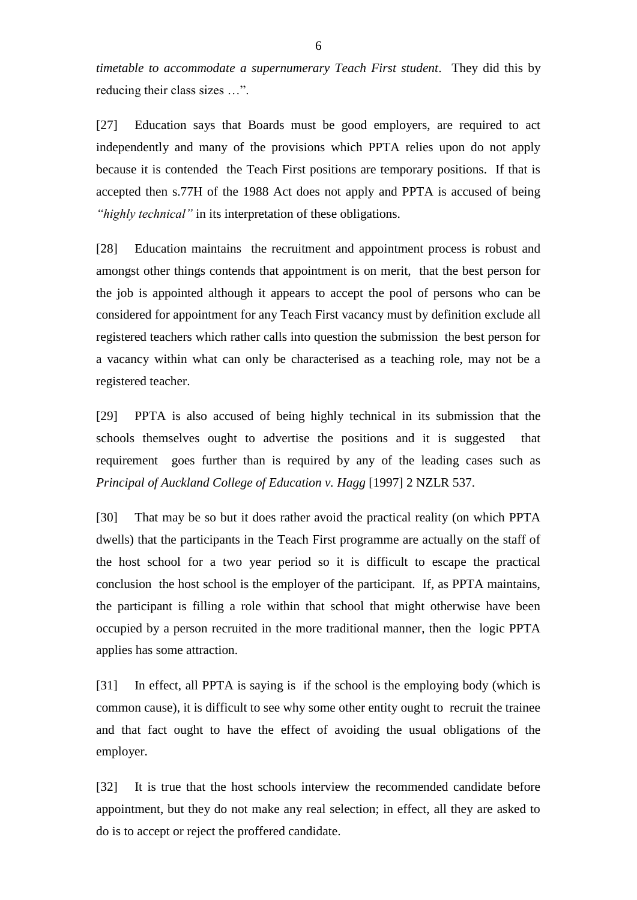*timetable to accommodate a supernumerary Teach First student*. They did this by reducing their class sizes …".

[27] Education says that Boards must be good employers, are required to act independently and many of the provisions which PPTA relies upon do not apply because it is contended the Teach First positions are temporary positions. If that is accepted then s.77H of the 1988 Act does not apply and PPTA is accused of being *"highly technical"* in its interpretation of these obligations.

[28] Education maintains the recruitment and appointment process is robust and amongst other things contends that appointment is on merit, that the best person for the job is appointed although it appears to accept the pool of persons who can be considered for appointment for any Teach First vacancy must by definition exclude all registered teachers which rather calls into question the submission the best person for a vacancy within what can only be characterised as a teaching role, may not be a registered teacher.

[29] PPTA is also accused of being highly technical in its submission that the schools themselves ought to advertise the positions and it is suggested that requirement goes further than is required by any of the leading cases such as *Principal of Auckland College of Education v. Hagg* [1997] 2 NZLR 537.

[30] That may be so but it does rather avoid the practical reality (on which PPTA dwells) that the participants in the Teach First programme are actually on the staff of the host school for a two year period so it is difficult to escape the practical conclusion the host school is the employer of the participant. If, as PPTA maintains, the participant is filling a role within that school that might otherwise have been occupied by a person recruited in the more traditional manner, then the logic PPTA applies has some attraction.

[31] In effect, all PPTA is saying is if the school is the employing body (which is common cause), it is difficult to see why some other entity ought to recruit the trainee and that fact ought to have the effect of avoiding the usual obligations of the employer.

[32] It is true that the host schools interview the recommended candidate before appointment, but they do not make any real selection; in effect, all they are asked to do is to accept or reject the proffered candidate.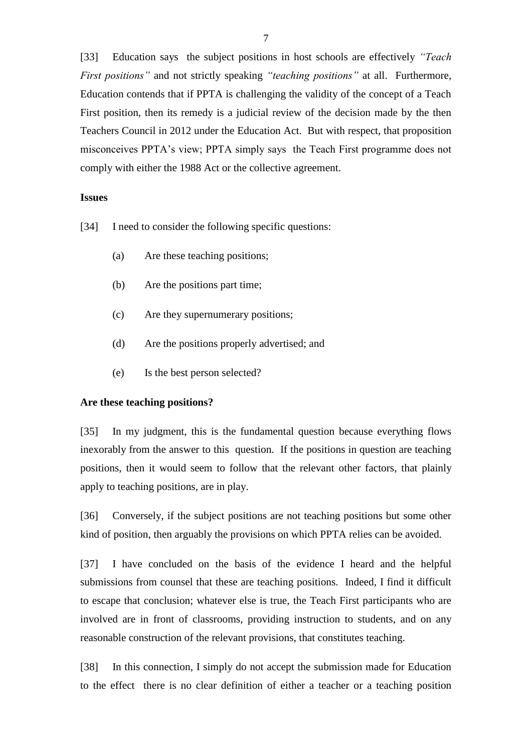[33] Education says the subject positions in host schools are effectively *"Teach First positions"* and not strictly speaking *"teaching positions"* at all. Furthermore, Education contends that if PPTA is challenging the validity of the concept of a Teach First position, then its remedy is a judicial review of the decision made by the then Teachers Council in 2012 under the Education Act. But with respect, that proposition misconceives PPTA's view; PPTA simply says the Teach First programme does not comply with either the 1988 Act or the collective agreement.

**Issues**

[34] I need to consider the following specific questions:

(a) Are these teaching positions;

(b) Are the positions part time;

(c) Are they supernumerary positions;

(d) Are the positions properly advertised; and

(e) Is the best person selected?

**Are these teaching positions?**

[35] In my judgment, this is the fundamental question because everything flows inexorably from the answer to this question. If the positions in question are teaching positions, then it would seem to follow that the relevant other factors, that plainly apply to teaching positions, are in play.

[36] Conversely, if the subject positions are not teaching positions but some other kind of position, then arguably the provisions on which PPTA relies can be avoided.

[37] I have concluded on the basis of the evidence I heard and the helpful submissions from counsel that these are teaching positions. Indeed, I find it difficult to escape that conclusion; whatever else is true, the Teach First participants who are involved are in front of classrooms, providing instruction to students, and on any reasonable construction of the relevant provisions, that constitutes teaching.

[38] In this connection, I simply do not accept the submission made for Education to the effect there is no clear definition of either a teacher or a teaching position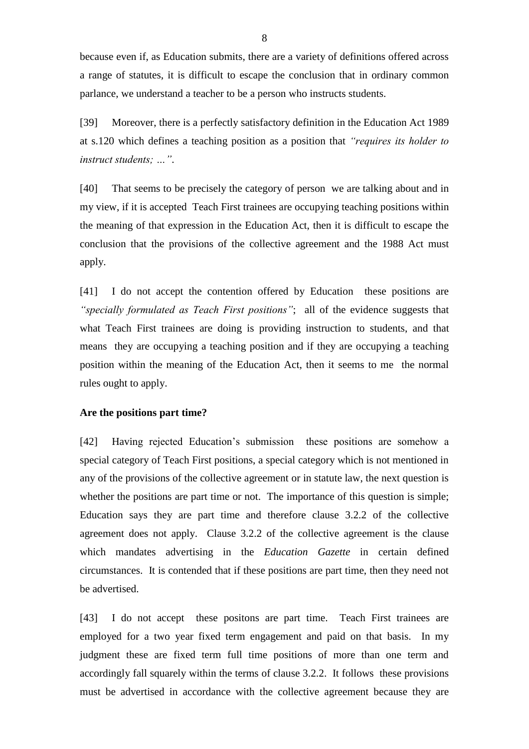because even if, as Education submits, there are a variety of definitions offered across a range of statutes, it is difficult to escape the conclusion that in ordinary common parlance, we understand a teacher to be a person who instructs students.

[39] Moreover, there is a perfectly satisfactory definition in the Education Act 1989 at s.120 which defines a teaching position as a position that *"requires its holder to instruct students; …"*.

[40] That seems to be precisely the category of person we are talking about and in my view, if it is accepted Teach First trainees are occupying teaching positions within the meaning of that expression in the Education Act, then it is difficult to escape the conclusion that the provisions of the collective agreement and the 1988 Act must apply.

[41] I do not accept the contention offered by Education these positions are *"specially formulated as Teach First positions"*; all of the evidence suggests that what Teach First trainees are doing is providing instruction to students, and that means they are occupying a teaching position and if they are occupying a teaching position within the meaning of the Education Act, then it seems to me the normal rules ought to apply.

**Are the positions part time?**

[42] Having rejected Education's submission these positions are somehow a special category of Teach First positions, a special category which is not mentioned in any of the provisions of the collective agreement or in statute law, the next question is whether the positions are part time or not. The importance of this question is simple; Education says they are part time and therefore clause 3.2.2 of the collective agreement does not apply. Clause 3.2.2 of the collective agreement is the clause which mandates advertising in the *Education Gazette* in certain defined circumstances. It is contended that if these positions are part time, then they need not be advertised.

[43] I do not accept these positons are part time. Teach First trainees are employed for a two year fixed term engagement and paid on that basis. In my judgment these are fixed term full time positions of more than one term and accordingly fall squarely within the terms of clause 3.2.2. It follows these provisions must be advertised in accordance with the collective agreement because they are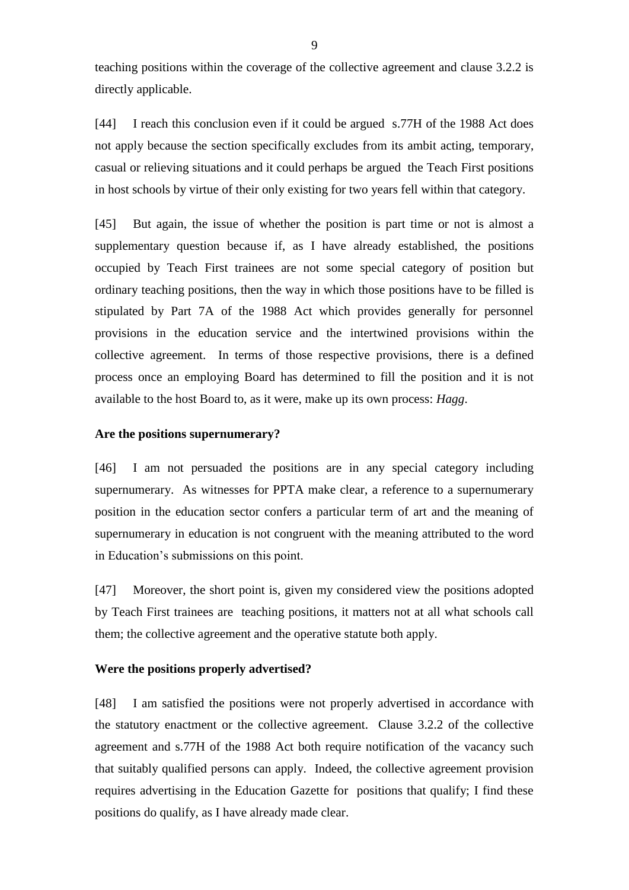teaching positions within the coverage of the collective agreement and clause 3.2.2 is directly applicable.

[44] I reach this conclusion even if it could be argued s.77H of the 1988 Act does not apply because the section specifically excludes from its ambit acting, temporary, casual or relieving situations and it could perhaps be argued the Teach First positions in host schools by virtue of their only existing for two years fell within that category.

[45] But again, the issue of whether the position is part time or not is almost a supplementary question because if, as I have already established, the positions occupied by Teach First trainees are not some special category of position but ordinary teaching positions, then the way in which those positions have to be filled is stipulated by Part 7A of the 1988 Act which provides generally for personnel provisions in the education service and the intertwined provisions within the collective agreement. In terms of those respective provisions, there is a defined process once an employing Board has determined to fill the position and it is not available to the host Board to, as it were, make up its own process: *Hagg*.

**Are the positions supernumerary?**

[46] I am not persuaded the positions are in any special category including supernumerary. As witnesses for PPTA make clear, a reference to a supernumerary position in the education sector confers a particular term of art and the meaning of supernumerary in education is not congruent with the meaning attributed to the word in Education's submissions on this point.

[47] Moreover, the short point is, given my considered view the positions adopted by Teach First trainees are teaching positions, it matters not at all what schools call them; the collective agreement and the operative statute both apply.

**Were the positions properly advertised?**

[48] I am satisfied the positions were not properly advertised in accordance with the statutory enactment or the collective agreement. Clause 3.2.2 of the collective agreement and s.77H of the 1988 Act both require notification of the vacancy such that suitably qualified persons can apply. Indeed, the collective agreement provision requires advertising in the Education Gazette for positions that qualify; I find these positions do qualify, as I have already made clear.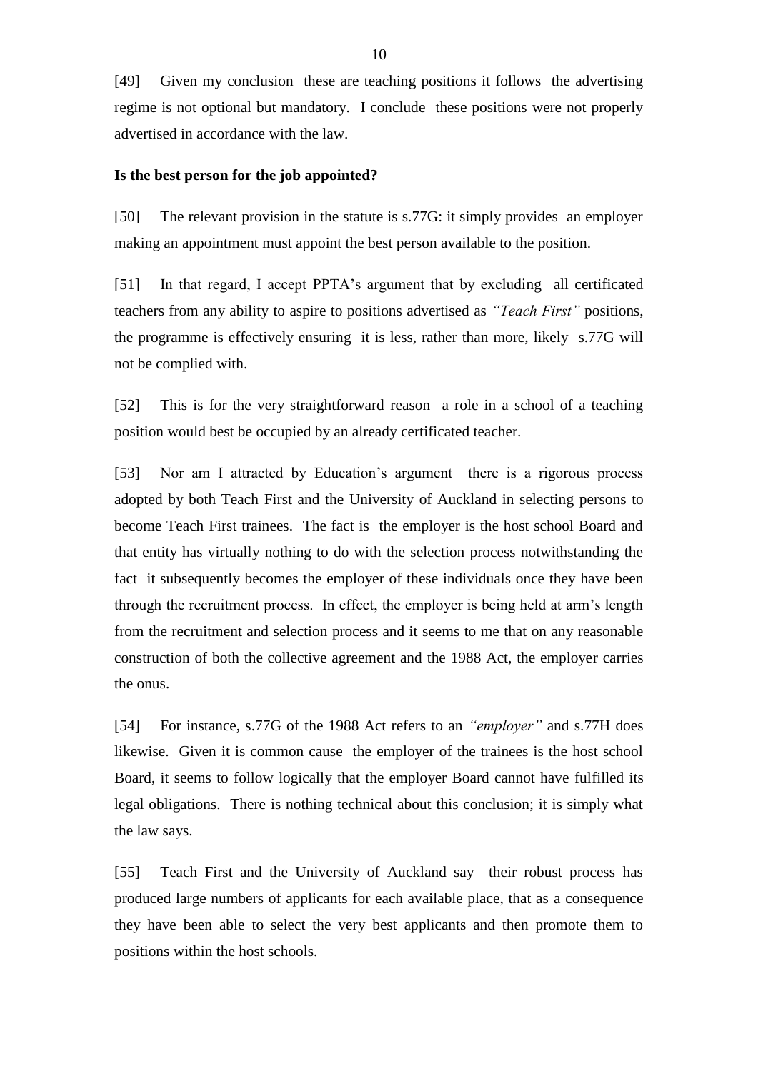[49] Given my conclusion these are teaching positions it follows the advertising regime is not optional but mandatory. I conclude these positions were not properly advertised in accordance with the law.

**Is the best person for the job appointed?**

[50] The relevant provision in the statute is s.77G: it simply provides an employer making an appointment must appoint the best person available to the position.

[51] In that regard, I accept PPTA's argument that by excluding all certificated teachers from any ability to aspire to positions advertised as *"Teach First"* positions, the programme is effectively ensuring it is less, rather than more, likely s.77G will not be complied with.

[52] This is for the very straightforward reason a role in a school of a teaching position would best be occupied by an already certificated teacher.

[53] Nor am I attracted by Education's argument there is a rigorous process adopted by both Teach First and the University of Auckland in selecting persons to become Teach First trainees. The fact is the employer is the host school Board and that entity has virtually nothing to do with the selection process notwithstanding the fact it subsequently becomes the employer of these individuals once they have been through the recruitment process. In effect, the employer is being held at arm's length from the recruitment and selection process and it seems to me that on any reasonable construction of both the collective agreement and the 1988 Act, the employer carries the onus.

[54] For instance, s.77G of the 1988 Act refers to an *"employer"* and s.77H does likewise. Given it is common cause the employer of the trainees is the host school Board, it seems to follow logically that the employer Board cannot have fulfilled its legal obligations. There is nothing technical about this conclusion; it is simply what the law says.

[55] Teach First and the University of Auckland say their robust process has produced large numbers of applicants for each available place, that as a consequence they have been able to select the very best applicants and then promote them to positions within the host schools.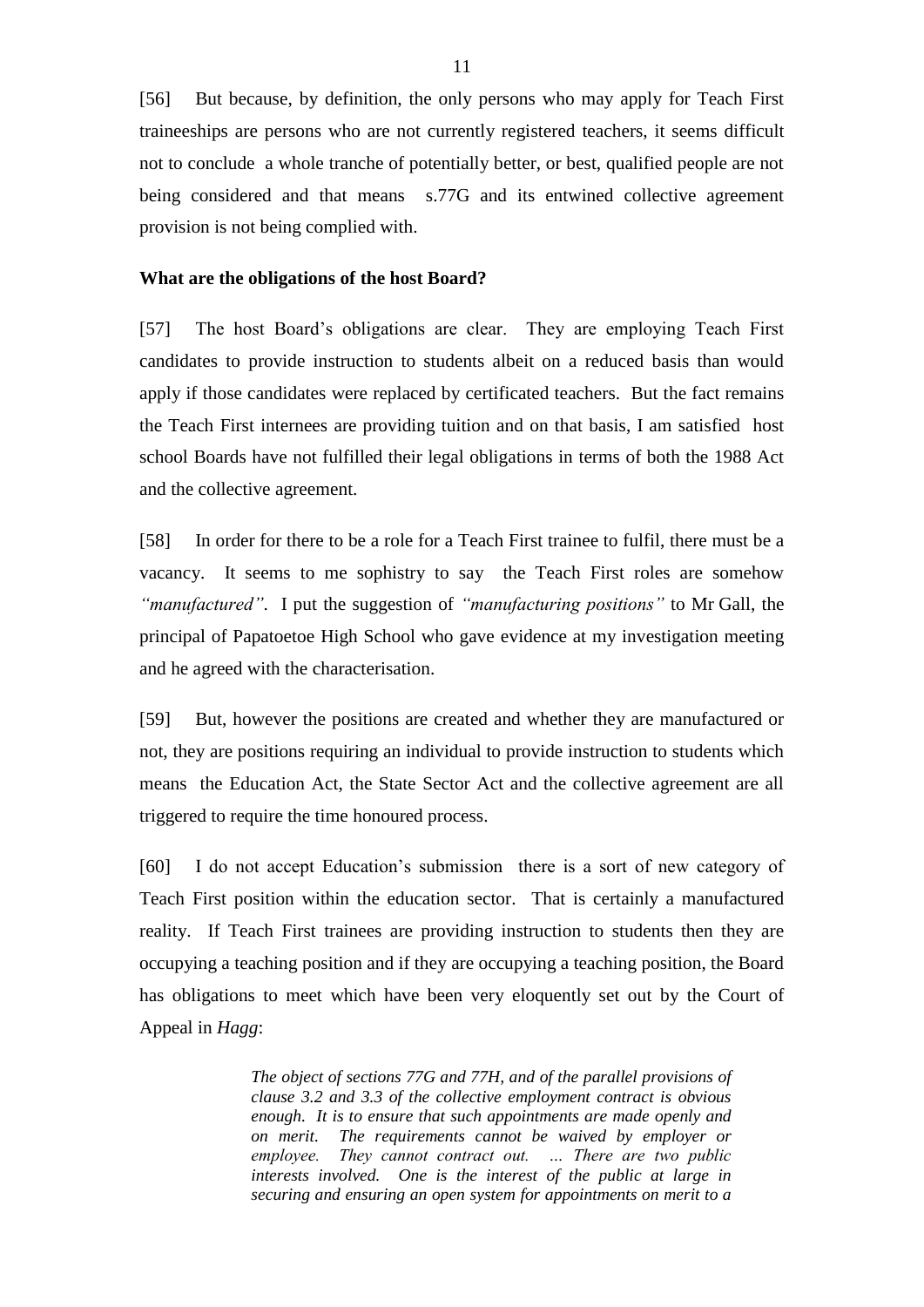[56] But because, by definition, the only persons who may apply for Teach First traineeships are persons who are not currently registered teachers, it seems difficult not to conclude a whole tranche of potentially better, or best, qualified people are not being considered and that means s.77G and its entwined collective agreement provision is not being complied with.

**What are the obligations of the host Board?**

[57] The host Board's obligations are clear. They are employing Teach First candidates to provide instruction to students albeit on a reduced basis than would apply if those candidates were replaced by certificated teachers. But the fact remains the Teach First internees are providing tuition and on that basis, I am satisfied host school Boards have not fulfilled their legal obligations in terms of both the 1988 Act and the collective agreement.

[58] In order for there to be a role for a Teach First trainee to fulfil, there must be a vacancy. It seems to me sophistry to say the Teach First roles are somehow *"manufactured"*. I put the suggestion of *"manufacturing positions"* to Mr Gall, the principal of Papatoetoe High School who gave evidence at my investigation meeting and he agreed with the characterisation.

[59] But, however the positions are created and whether they are manufactured or not, they are positions requiring an individual to provide instruction to students which means the Education Act, the State Sector Act and the collective agreement are all triggered to require the time honoured process.

[60] I do not accept Education's submission there is a sort of new category of Teach First position within the education sector. That is certainly a manufactured reality. If Teach First trainees are providing instruction to students then they are occupying a teaching position and if they are occupying a teaching position, the Board has obligations to meet which have been very eloquently set out by the Court of Appeal in *Hagg*:

> *The object of sections 77G and 77H, and of the parallel provisions of clause 3.2 and 3.3 of the collective employment contract is obvious enough. It is to ensure that such appointments are made openly and on merit. The requirements cannot be waived by employer or employee. They cannot contract out. … There are two public interests involved. One is the interest of the public at large in securing and ensuring an open system for appointments on merit to a*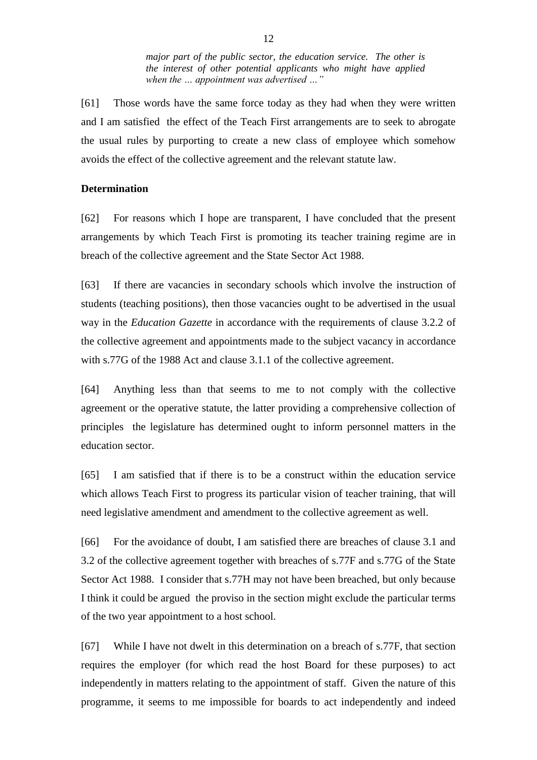> *major part of the public sector, the education service. The other is the interest of other potential applicants who might have applied when the … appointment was advertised …"*

[61] Those words have the same force today as they had when they were written and I am satisfied the effect of the Teach First arrangements are to seek to abrogate the usual rules by purporting to create a new class of employee which somehow avoids the effect of the collective agreement and the relevant statute law.

**Determination**

[62] For reasons which I hope are transparent, I have concluded that the present arrangements by which Teach First is promoting its teacher training regime are in breach of the collective agreement and the State Sector Act 1988.

[63] If there are vacancies in secondary schools which involve the instruction of students (teaching positions), then those vacancies ought to be advertised in the usual way in the *Education Gazette* in accordance with the requirements of clause 3.2.2 of the collective agreement and appointments made to the subject vacancy in accordance with s.77G of the 1988 Act and clause 3.1.1 of the collective agreement.

[64] Anything less than that seems to me to not comply with the collective agreement or the operative statute, the latter providing a comprehensive collection of principles the legislature has determined ought to inform personnel matters in the education sector.

[65] I am satisfied that if there is to be a construct within the education service which allows Teach First to progress its particular vision of teacher training, that will need legislative amendment and amendment to the collective agreement as well.

[66] For the avoidance of doubt, I am satisfied there are breaches of clause 3.1 and 3.2 of the collective agreement together with breaches of s.77F and s.77G of the State Sector Act 1988. I consider that s.77H may not have been breached, but only because I think it could be argued the proviso in the section might exclude the particular terms of the two year appointment to a host school.

[67] While I have not dwelt in this determination on a breach of s.77F, that section requires the employer (for which read the host Board for these purposes) to act independently in matters relating to the appointment of staff. Given the nature of this programme, it seems to me impossible for boards to act independently and indeed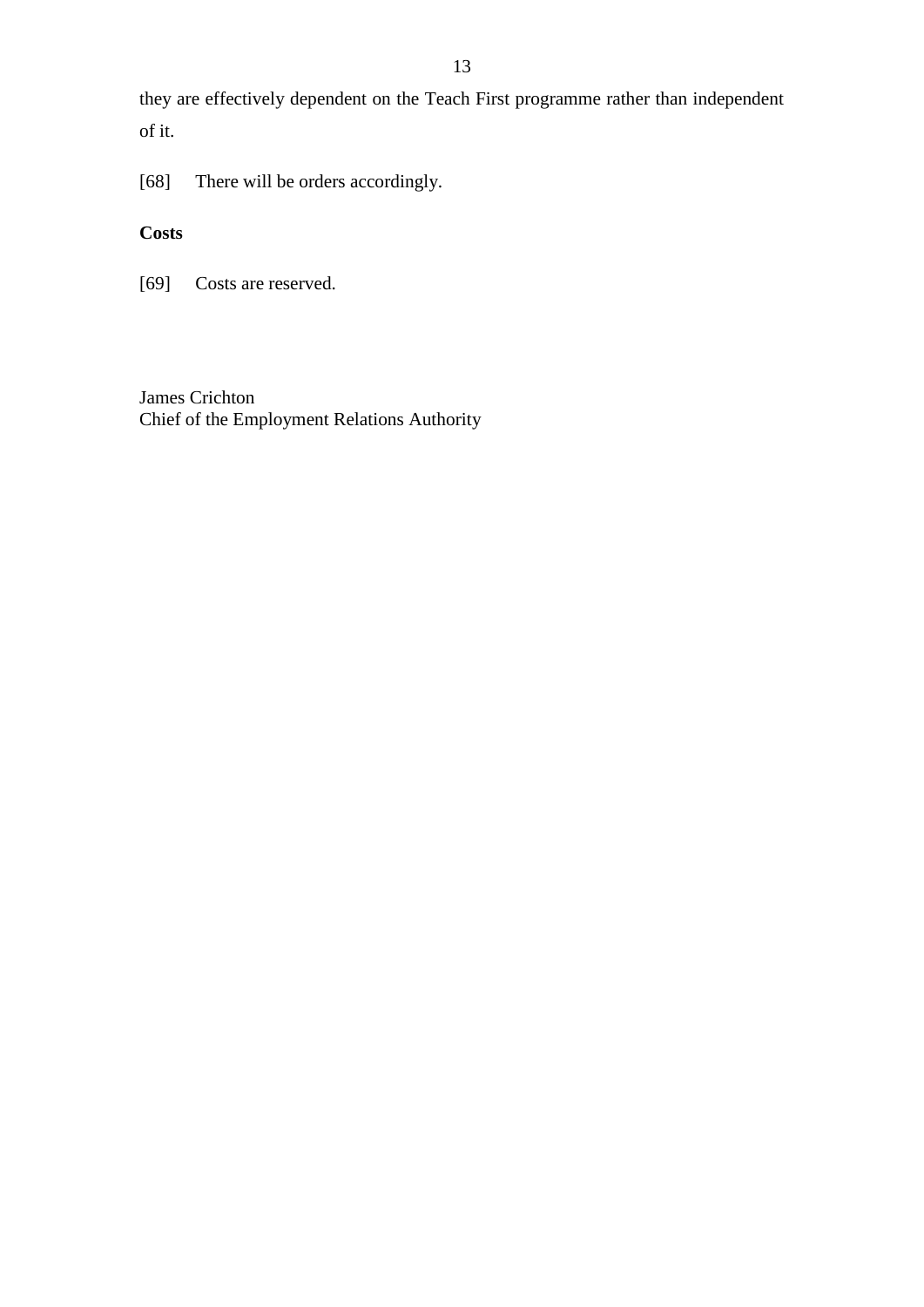they are effectively dependent on the Teach First programme rather than independent of it.

[68] There will be orders accordingly.

**Costs**

[69] Costs are reserved.

James Crichton
Chief of the Employment Relations Authority